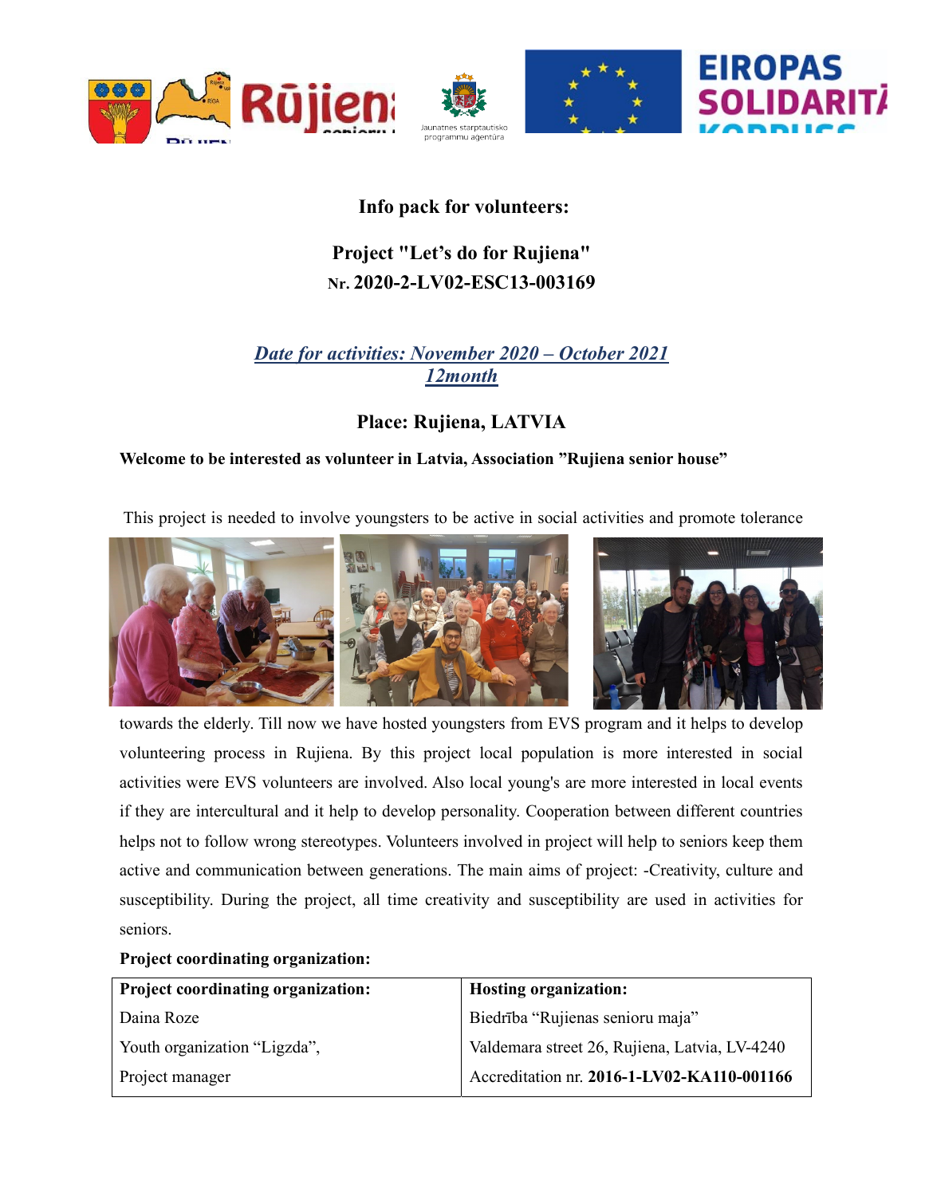**Info pack for volunteers:**

**Project "Let's do for Rujiena"**
**Nr. 2020-2-LV02-ESC13-003169**

***Date for activities: November 2020 – October 2021***
***12month***

**Place: Rujiena, LATVIA**

**Welcome to be interested as volunteer in Latvia, Association "Rujiena senior house"**

This project is needed to involve youngsters to be active in social activities and promote tolerance towards the elderly. Till now we have hosted youngsters from EVS program and it helps to develop volunteering process in Rujiena. By this project local population is more interested in social activities were EVS volunteers are involved. Also local young's are more interested in local events if they are intercultural and it help to develop personality. Cooperation between different countries helps not to follow wrong stereotypes. Volunteers involved in project will help to seniors keep them active and communication between generations. The main aims of project: -Creativity, culture and susceptibility. During the project, all time creativity and susceptibility are used in activities for seniors.

**Project coordinating organization:**

| Project coordinating organization: | Hosting organization: |
|---|---|
| Daina Roze | Biedrība "Rujienas senioru maja" |
| Youth organization "Ligzda", | Valdemara street 26, Rujiena, Latvia, LV-4240 |
| Project manager | Accreditation nr. **2016-1-LV02-KA110-001166** |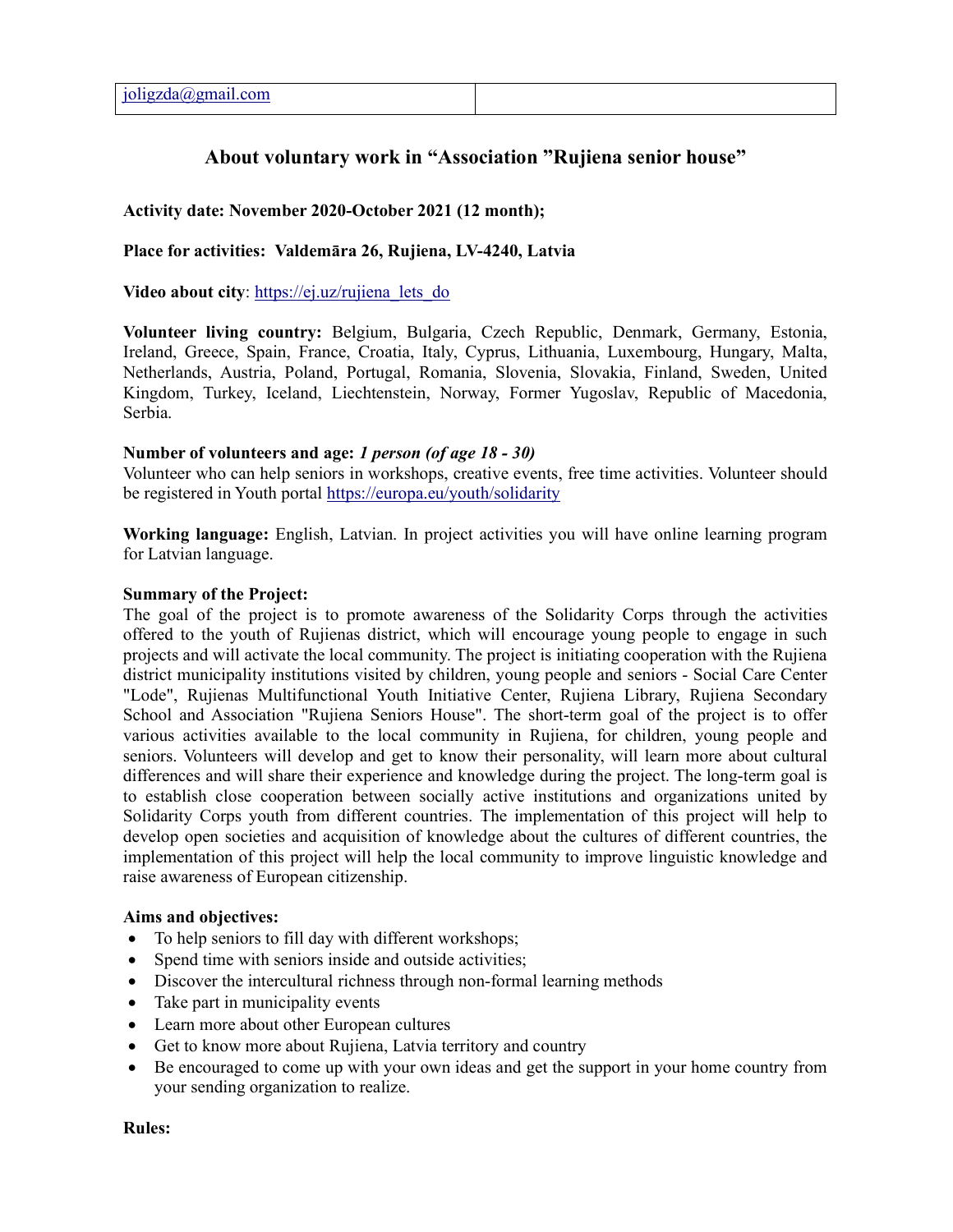| [joligzda@gmail.com](mailto:joligzda@gmail.com) | |
|---|---|

## About voluntary work in "Association "Rujiena senior house"

**Activity date: November 2020-October 2021 (12 month);**

**Place for activities: Valdemāra 26, Rujiena, LV-4240, Latvia**

**Video about city**: [https://ej.uz/rujiena_lets_do](https://ej.uz/rujiena_lets_do)

**Volunteer living country:** Belgium, Bulgaria, Czech Republic, Denmark, Germany, Estonia, Ireland, Greece, Spain, France, Croatia, Italy, Cyprus, Lithuania, Luxembourg, Hungary, Malta, Netherlands, Austria, Poland, Portugal, Romania, Slovenia, Slovakia, Finland, Sweden, United Kingdom, Turkey, Iceland, Liechtenstein, Norway, Former Yugoslav, Republic of Macedonia, Serbia.

**Number of volunteers and age:** ***1 person (of age 18 - 30)***
Volunteer who can help seniors in workshops, creative events, free time activities. Volunteer should be registered in Youth portal [https://europa.eu/youth/solidarity](https://europa.eu/youth/solidarity)

**Working language:** English, Latvian. In project activities you will have online learning program for Latvian language.

**Summary of the Project:**
The goal of the project is to promote awareness of the Solidarity Corps through the activities offered to the youth of Rujienas district, which will encourage young people to engage in such projects and will activate the local community. The project is initiating cooperation with the Rujiena district municipality institutions visited by children, young people and seniors - Social Care Center "Lode", Rujienas Multifunctional Youth Initiative Center, Rujiena Library, Rujiena Secondary School and Association "Rujiena Seniors House". The short-term goal of the project is to offer various activities available to the local community in Rujiena, for children, young people and seniors. Volunteers will develop and get to know their personality, will learn more about cultural differences and will share their experience and knowledge during the project. The long-term goal is to establish close cooperation between socially active institutions and organizations united by Solidarity Corps youth from different countries. The implementation of this project will help to develop open societies and acquisition of knowledge about the cultures of different countries, the implementation of this project will help the local community to improve linguistic knowledge and raise awareness of European citizenship.

**Aims and objectives:**

- To help seniors to fill day with different workshops;
- Spend time with seniors inside and outside activities;
- Discover the intercultural richness through non-formal learning methods
- Take part in municipality events
- Learn more about other European cultures
- Get to know more about Rujiena, Latvia territory and country
- Be encouraged to come up with your own ideas and get the support in your home country from your sending organization to realize.

**Rules:**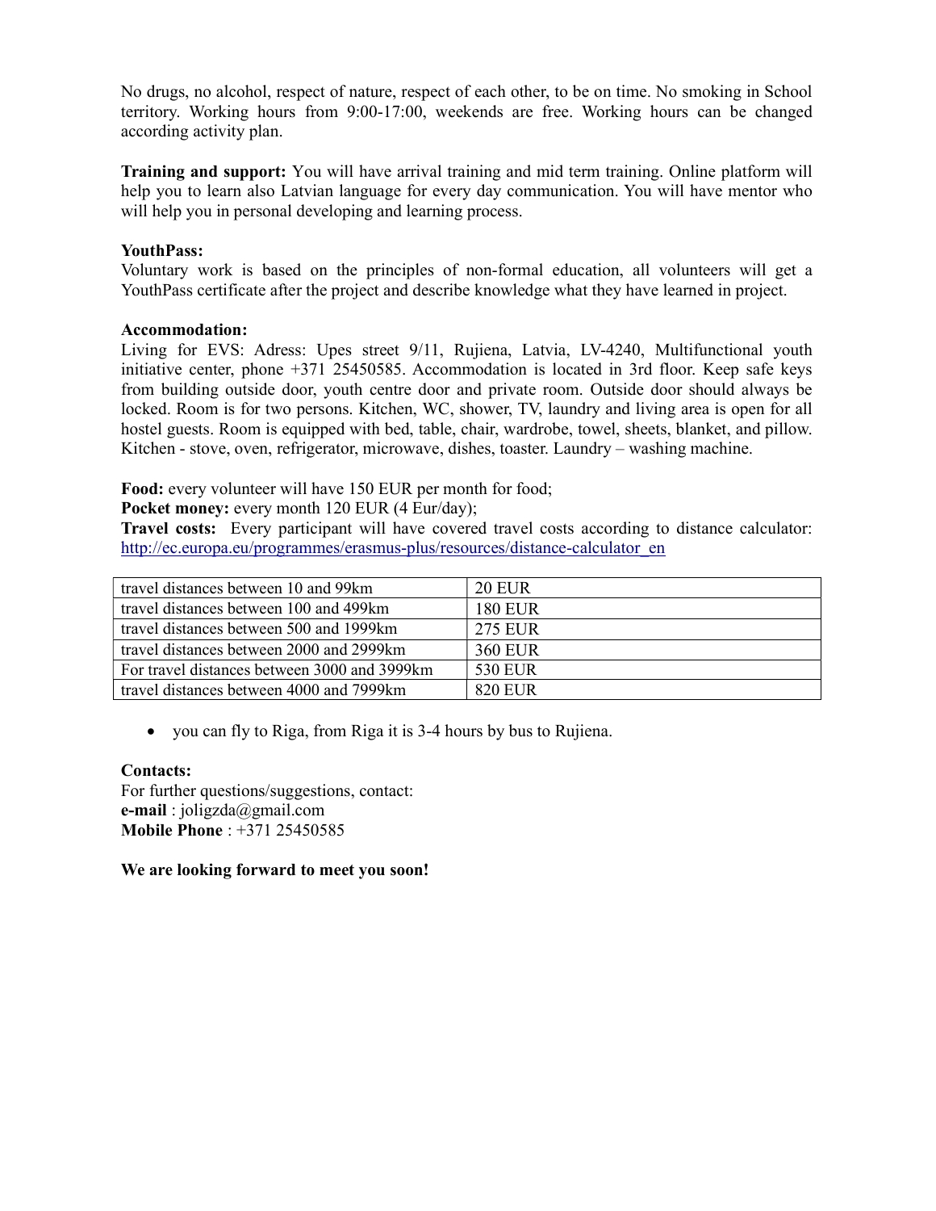No drugs, no alcohol, respect of nature, respect of each other, to be on time. No smoking in School territory. Working hours from 9:00-17:00, weekends are free. Working hours can be changed according activity plan.

**Training and support:** You will have arrival training and mid term training. Online platform will help you to learn also Latvian language for every day communication. You will have mentor who will help you in personal developing and learning process.

**YouthPass:**
Voluntary work is based on the principles of non-formal education, all volunteers will get a YouthPass certificate after the project and describe knowledge what they have learned in project.

**Accommodation:**
Living for EVS: Adress: Upes street 9/11, Rujiena, Latvia, LV-4240, Multifunctional youth initiative center, phone +371 25450585. Accommodation is located in 3rd floor. Keep safe keys from building outside door, youth centre door and private room. Outside door should always be locked. Room is for two persons. Kitchen, WC, shower, TV, laundry and living area is open for all hostel guests. Room is equipped with bed, table, chair, wardrobe, towel, sheets, blanket, and pillow. Kitchen - stove, oven, refrigerator, microwave, dishes, toaster. Laundry – washing machine.

**Food:** every volunteer will have 150 EUR per month for food;
**Pocket money:** every month 120 EUR (4 Eur/day);
**Travel costs:** Every participant will have covered travel costs according to distance calculator: http://ec.europa.eu/programmes/erasmus-plus/resources/distance-calculator_en

| | |
|---|---|
| travel distances between 10 and 99km | 20 EUR |
| travel distances between 100 and 499km | 180 EUR |
| travel distances between 500 and 1999km | 275 EUR |
| travel distances between 2000 and 2999km | 360 EUR |
| For travel distances between 3000 and 3999km | 530 EUR |
| travel distances between 4000 and 7999km | 820 EUR |

- you can fly to Riga, from Riga it is 3-4 hours by bus to Rujiena.

**Contacts:**
For further questions/suggestions, contact:
**e-mail** : joligzda@gmail.com
**Mobile Phone** : +371 25450585

**We are looking forward to meet you soon!**